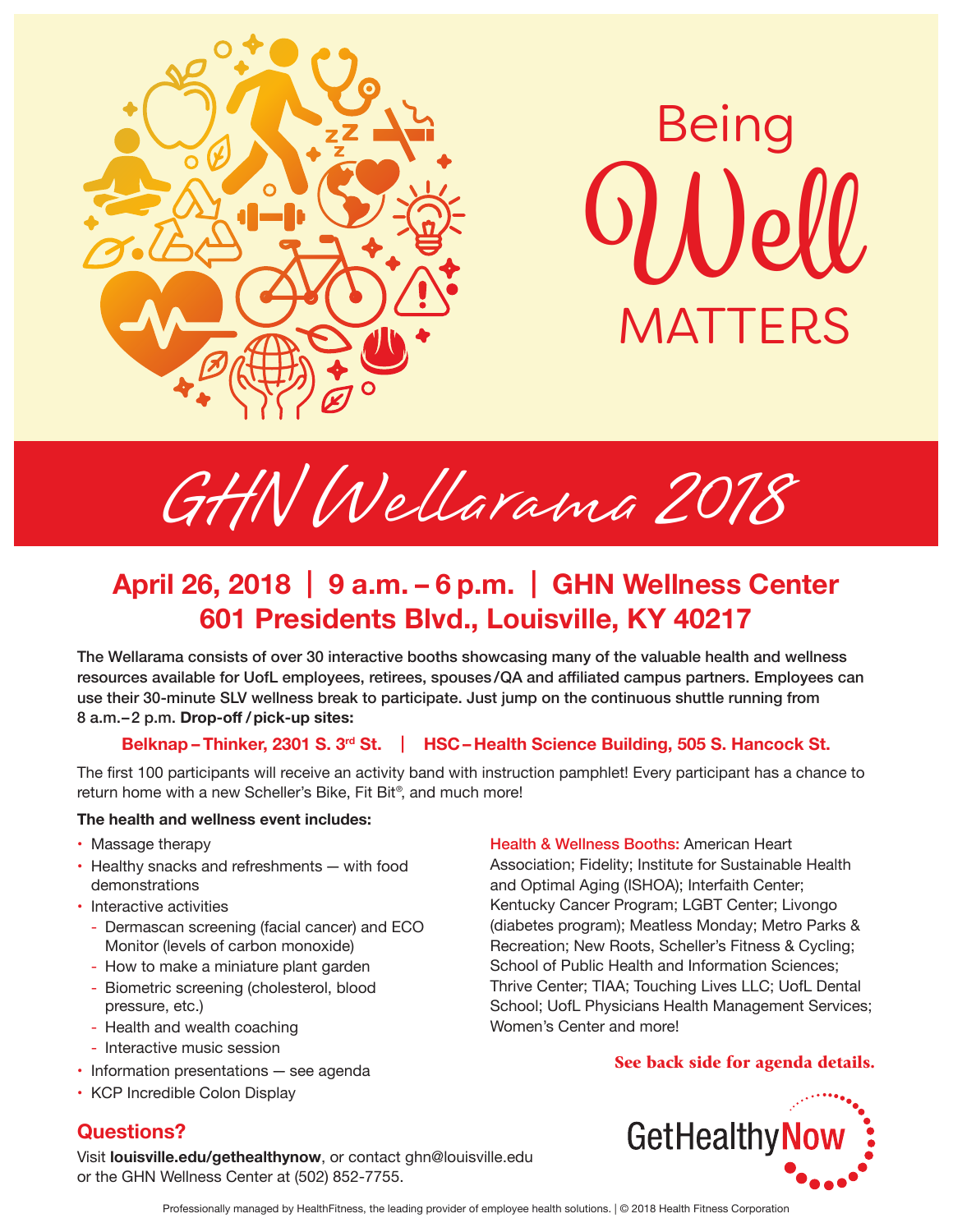# Being Well MATTERS

# GHN Wellarama 2018

## April 26, 2018 | 9 a.m. – 6 p.m. | GHN Wellness Center
## 601 Presidents Blvd., Louisville, KY 40217

**The Wellarama consists of over 30 interactive booths showcasing many of the valuable health and wellness resources available for UofL employees, retirees, spouses/QA and affiliated campus partners. Employees can use their 30-minute SLV wellness break to participate. Just jump on the continuous shuttle running from 8 a.m.–2 p.m. Drop-off/pick-up sites:**

**Belknap – Thinker, 2301 S. 3rd St. | HSC – Health Science Building, 505 S. Hancock St.**

The first 100 participants will receive an activity band with instruction pamphlet! Every participant has a chance to return home with a new Scheller's Bike, Fit Bit®, and much more!

**The health and wellness event includes:**

- Massage therapy
- Healthy snacks and refreshments — with food demonstrations
- Interactive activities
  - Dermascan screening (facial cancer) and ECO Monitor (levels of carbon monoxide)
  - How to make a miniature plant garden
  - Biometric screening (cholesterol, blood pressure, etc.)
  - Health and wealth coaching
  - Interactive music session
- Information presentations — see agenda
- KCP Incredible Colon Display

**Health & Wellness Booths:** American Heart Association; Fidelity; Institute for Sustainable Health and Optimal Aging (ISHOA); Interfaith Center; Kentucky Cancer Program; LGBT Center; Livongo (diabetes program); Meatless Monday; Metro Parks & Recreation; New Roots, Scheller's Fitness & Cycling; School of Public Health and Information Sciences; Thrive Center; TIAA; Touching Lives LLC; UofL Dental School; UofL Physicians Health Management Services; Women's Center and more!

**See back side for agenda details.**

## Questions?

Visit **louisville.edu/gethealthynow**, or contact ghn@louisville.edu or the GHN Wellness Center at (502) 852-7755.

GetHealthyNow

Professionally managed by HealthFitness, the leading provider of employee health solutions. | © 2018 Health Fitness Corporation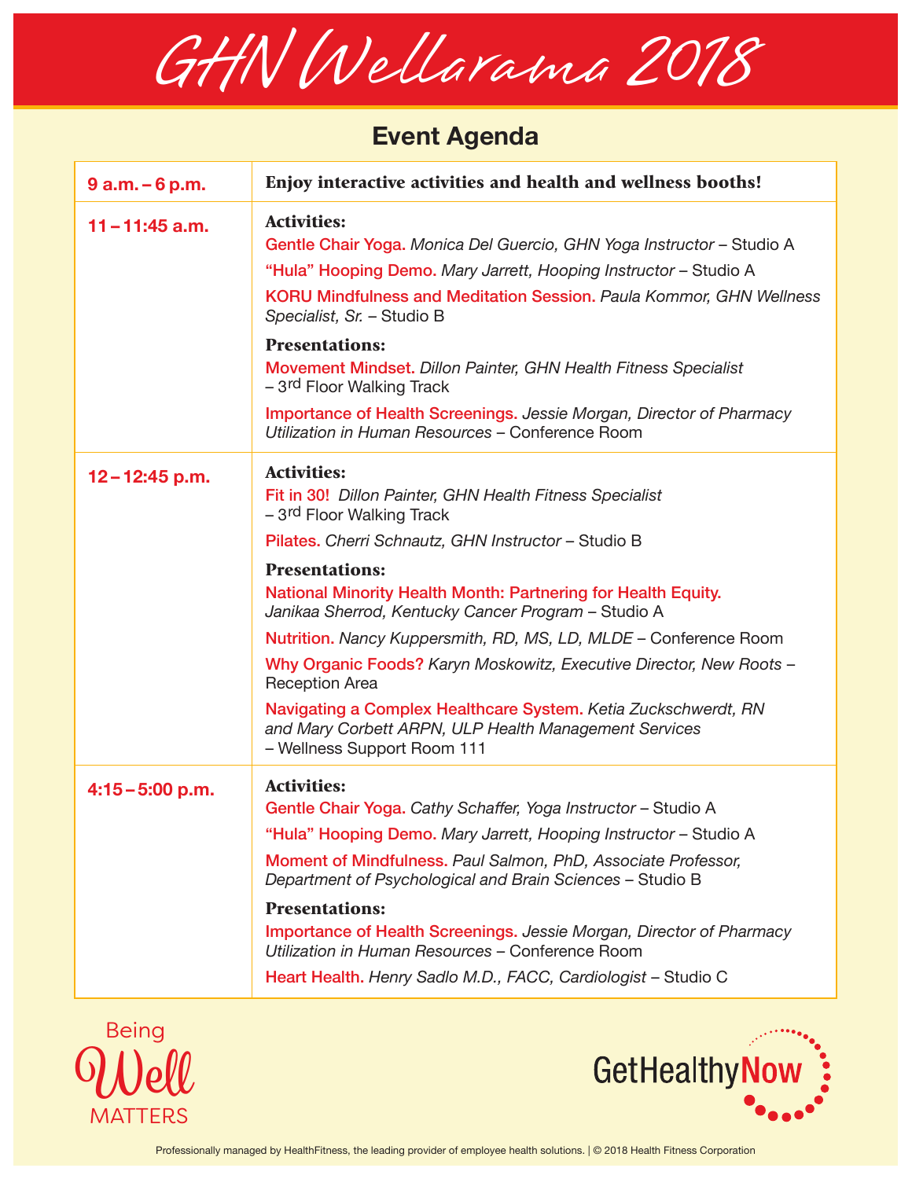# GHN Wellarama 2018

## Event Agenda

| | |
|---|---|
| **9 a.m. – 6 p.m.** | **Enjoy interactive activities and health and wellness booths!** |
| **11 – 11:45 a.m.** | **Activities:**<br>Gentle Chair Yoga. *Monica Del Guercio, GHN Yoga Instructor* – Studio A<br>"Hula" Hooping Demo. *Mary Jarrett, Hooping Instructor* – Studio A<br>KORU Mindfulness and Meditation Session. *Paula Kommor, GHN Wellness Specialist, Sr.* – Studio B<br>**Presentations:**<br>Movement Mindset. *Dillon Painter, GHN Health Fitness Specialist* – 3rd Floor Walking Track<br>Importance of Health Screenings. *Jessie Morgan, Director of Pharmacy Utilization in Human Resources* – Conference Room |
| **12 – 12:45 p.m.** | **Activities:**<br>Fit in 30! *Dillon Painter, GHN Health Fitness Specialist* – 3rd Floor Walking Track<br>Pilates. *Cherri Schnautz, GHN Instructor* – Studio B<br>**Presentations:**<br>National Minority Health Month: Partnering for Health Equity. *Janikaa Sherrod, Kentucky Cancer Program* – Studio A<br>Nutrition. *Nancy Kuppersmith, RD, MS, LD, MLDE* – Conference Room<br>Why Organic Foods? *Karyn Moskowitz, Executive Director, New Roots* – Reception Area<br>Navigating a Complex Healthcare System. *Ketia Zuckschwerdt, RN and Mary Corbett ARPN, ULP Health Management Services* – Wellness Support Room 111 |
| **4:15 – 5:00 p.m.** | **Activities:**<br>Gentle Chair Yoga. *Cathy Schaffer, Yoga Instructor* – Studio A<br>"Hula" Hooping Demo. *Mary Jarrett, Hooping Instructor* – Studio A<br>Moment of Mindfulness. *Paul Salmon, PhD, Associate Professor, Department of Psychological and Brain Sciences* – Studio B<br>**Presentations:**<br>Importance of Health Screenings. *Jessie Morgan, Director of Pharmacy Utilization in Human Resources* – Conference Room<br>Heart Health. *Henry Sadlo M.D., FACC, Cardiologist* – Studio C |

Being Well MATTERS

GetHealthyNow

Professionally managed by HealthFitness, the leading provider of employee health solutions. | © 2018 Health Fitness Corporation